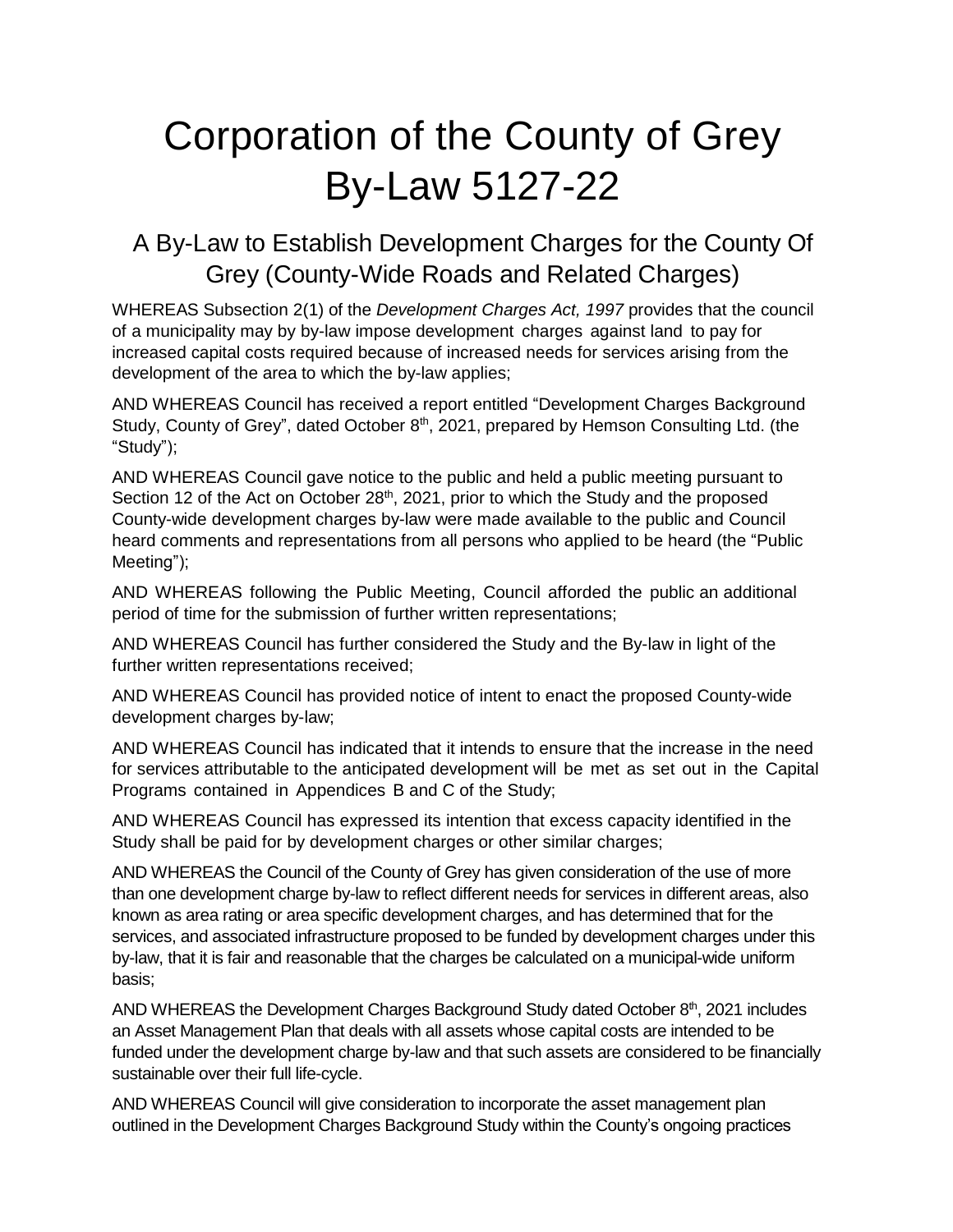# Corporation of the County of Grey By-Law 5127-22

## A By-Law to Establish Development Charges for the County Of Grey (County-Wide Roads and Related Charges)

WHEREAS Subsection 2(1) of the *Development Charges Act, 1997* provides that the council of a municipality may by by-law impose development charges against land to pay for increased capital costs required because of increased needs for services arising from the development of the area to which the by-law applies;

AND WHEREAS Council has received a report entitled "Development Charges Background Study, County of Grey", dated October 8th, 2021, prepared by Hemson Consulting Ltd. (the "Study");

AND WHEREAS Council gave notice to the public and held a public meeting pursuant to Section 12 of the Act on October 28th, 2021, prior to which the Study and the proposed County-wide development charges by-law were made available to the public and Council heard comments and representations from all persons who applied to be heard (the "Public Meeting");

AND WHEREAS following the Public Meeting, Council afforded the public an additional period of time for the submission of further written representations;

AND WHEREAS Council has further considered the Study and the By-law in light of the further written representations received;

AND WHEREAS Council has provided notice of intent to enact the proposed County-wide development charges by-law;

AND WHEREAS Council has indicated that it intends to ensure that the increase in the need for services attributable to the anticipated development will be met as set out in the Capital Programs contained in Appendices B and C of the Study;

AND WHEREAS Council has expressed its intention that excess capacity identified in the Study shall be paid for by development charges or other similar charges;

AND WHEREAS the Council of the County of Grey has given consideration of the use of more than one development charge by-law to reflect different needs for services in different areas, also known as area rating or area specific development charges, and has determined that for the services, and associated infrastructure proposed to be funded by development charges under this by-law, that it is fair and reasonable that the charges be calculated on a municipal-wide uniform basis;

AND WHEREAS the Development Charges Background Study dated October 8th, 2021 includes an Asset Management Plan that deals with all assets whose capital costs are intended to be funded under the development charge by-law and that such assets are considered to be financially sustainable over their full life-cycle.

AND WHEREAS Council will give consideration to incorporate the asset management plan outlined in the Development Charges Background Study within the County's ongoing practices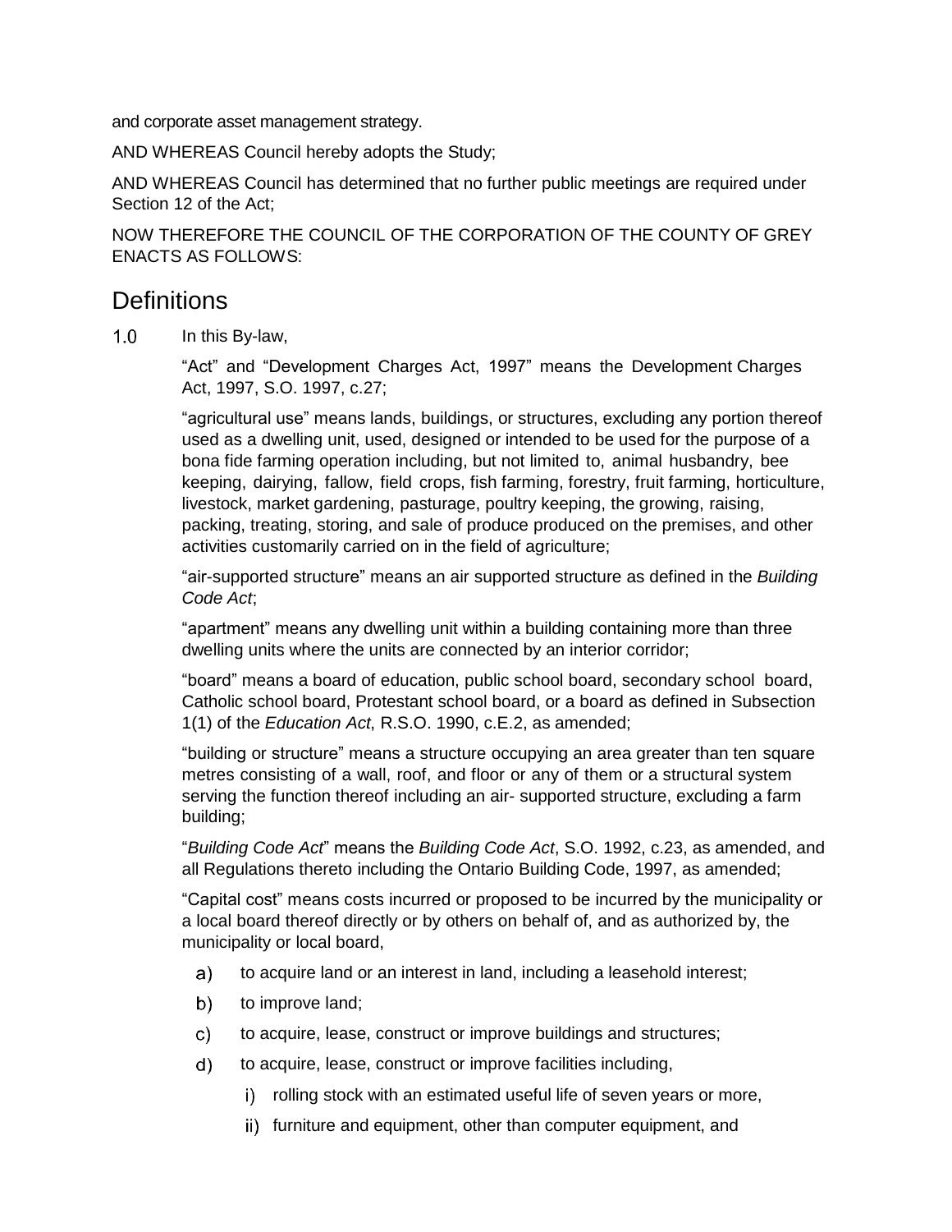and corporate asset management strategy.

AND WHEREAS Council hereby adopts the Study;

AND WHEREAS Council has determined that no further public meetings are required under Section 12 of the Act;

NOW THEREFORE THE COUNCIL OF THE CORPORATION OF THE COUNTY OF GREY ENACTS AS FOLLOWS:

# Definitions

1.0 In this By-law,

"Act" and "Development Charges Act, 1997" means the Development Charges Act, 1997, S.O. 1997, c.27;

"agricultural use" means lands, buildings, or structures, excluding any portion thereof used as a dwelling unit, used, designed or intended to be used for the purpose of a bona fide farming operation including, but not limited to, animal husbandry, bee keeping, dairying, fallow, field crops, fish farming, forestry, fruit farming, horticulture, livestock, market gardening, pasturage, poultry keeping, the growing, raising, packing, treating, storing, and sale of produce produced on the premises, and other activities customarily carried on in the field of agriculture;

"air-supported structure" means an air supported structure as defined in the *Building Code Act*;

"apartment" means any dwelling unit within a building containing more than three dwelling units where the units are connected by an interior corridor;

"board" means a board of education, public school board, secondary school board, Catholic school board, Protestant school board, or a board as defined in Subsection 1(1) of the *Education Act*, R.S.O. 1990, c.E.2, as amended;

"building or structure" means a structure occupying an area greater than ten square metres consisting of a wall, roof, and floor or any of them or a structural system serving the function thereof including an air- supported structure, excluding a farm building;

"*Building Code Act*" means the *Building Code Act*, S.O. 1992, c.23, as amended, and all Regulations thereto including the Ontario Building Code, 1997, as amended;

"Capital cost" means costs incurred or proposed to be incurred by the municipality or a local board thereof directly or by others on behalf of, and as authorized by, the municipality or local board,

a) to acquire land or an interest in land, including a leasehold interest;

b) to improve land;

c) to acquire, lease, construct or improve buildings and structures;

d) to acquire, lease, construct or improve facilities including,

   i) rolling stock with an estimated useful life of seven years or more,

   ii) furniture and equipment, other than computer equipment, and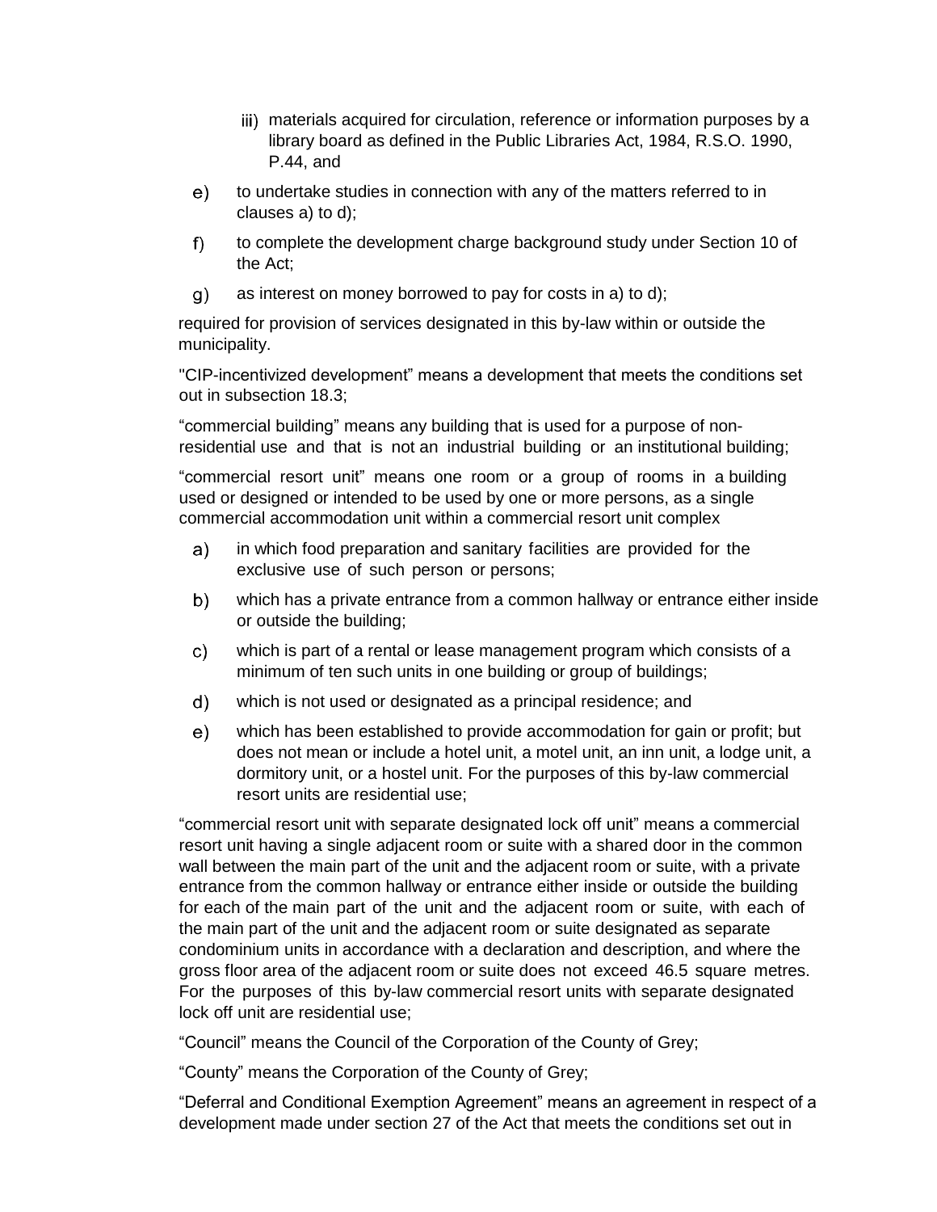iii) materials acquired for circulation, reference or information purposes by a library board as defined in the Public Libraries Act, 1984, R.S.O. 1990, P.44, and

e) to undertake studies in connection with any of the matters referred to in clauses a) to d);

f) to complete the development charge background study under Section 10 of the Act;

g) as interest on money borrowed to pay for costs in a) to d);

required for provision of services designated in this by-law within or outside the municipality.

"CIP-incentivized development" means a development that meets the conditions set out in subsection 18.3;

"commercial building" means any building that is used for a purpose of non-residential use and that is not an industrial building or an institutional building;

"commercial resort unit" means one room or a group of rooms in a building used or designed or intended to be used by one or more persons, as a single commercial accommodation unit within a commercial resort unit complex

a) in which food preparation and sanitary facilities are provided for the exclusive use of such person or persons;

b) which has a private entrance from a common hallway or entrance either inside or outside the building;

c) which is part of a rental or lease management program which consists of a minimum of ten such units in one building or group of buildings;

d) which is not used or designated as a principal residence; and

e) which has been established to provide accommodation for gain or profit; but does not mean or include a hotel unit, a motel unit, an inn unit, a lodge unit, a dormitory unit, or a hostel unit. For the purposes of this by-law commercial resort units are residential use;

"commercial resort unit with separate designated lock off unit" means a commercial resort unit having a single adjacent room or suite with a shared door in the common wall between the main part of the unit and the adjacent room or suite, with a private entrance from the common hallway or entrance either inside or outside the building for each of the main part of the unit and the adjacent room or suite, with each of the main part of the unit and the adjacent room or suite designated as separate condominium units in accordance with a declaration and description, and where the gross floor area of the adjacent room or suite does not exceed 46.5 square metres. For the purposes of this by-law commercial resort units with separate designated lock off unit are residential use;

"Council" means the Council of the Corporation of the County of Grey;

"County" means the Corporation of the County of Grey;

"Deferral and Conditional Exemption Agreement" means an agreement in respect of a development made under section 27 of the Act that meets the conditions set out in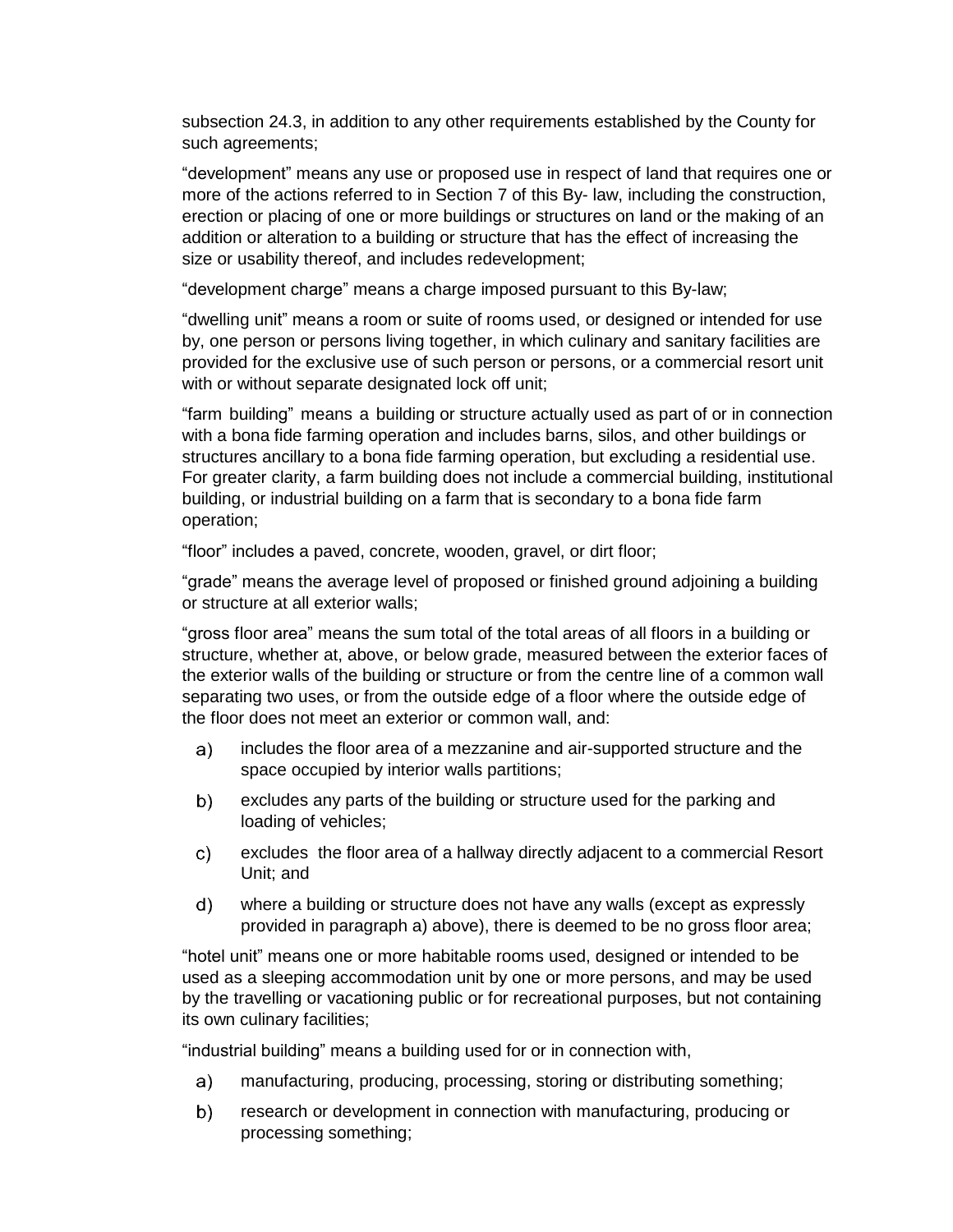subsection 24.3, in addition to any other requirements established by the County for such agreements;

"development" means any use or proposed use in respect of land that requires one or more of the actions referred to in Section 7 of this By- law, including the construction, erection or placing of one or more buildings or structures on land or the making of an addition or alteration to a building or structure that has the effect of increasing the size or usability thereof, and includes redevelopment;

"development charge" means a charge imposed pursuant to this By-law;

"dwelling unit" means a room or suite of rooms used, or designed or intended for use by, one person or persons living together, in which culinary and sanitary facilities are provided for the exclusive use of such person or persons, or a commercial resort unit with or without separate designated lock off unit;

"farm building" means a building or structure actually used as part of or in connection with a bona fide farming operation and includes barns, silos, and other buildings or structures ancillary to a bona fide farming operation, but excluding a residential use. For greater clarity, a farm building does not include a commercial building, institutional building, or industrial building on a farm that is secondary to a bona fide farm operation;

"floor" includes a paved, concrete, wooden, gravel, or dirt floor;

"grade" means the average level of proposed or finished ground adjoining a building or structure at all exterior walls;

"gross floor area" means the sum total of the total areas of all floors in a building or structure, whether at, above, or below grade, measured between the exterior faces of the exterior walls of the building or structure or from the centre line of a common wall separating two uses, or from the outside edge of a floor where the outside edge of the floor does not meet an exterior or common wall, and:

a) includes the floor area of a mezzanine and air-supported structure and the space occupied by interior walls partitions;

b) excludes any parts of the building or structure used for the parking and loading of vehicles;

c) excludes the floor area of a hallway directly adjacent to a commercial Resort Unit; and

d) where a building or structure does not have any walls (except as expressly provided in paragraph a) above), there is deemed to be no gross floor area;

"hotel unit" means one or more habitable rooms used, designed or intended to be used as a sleeping accommodation unit by one or more persons, and may be used by the travelling or vacationing public or for recreational purposes, but not containing its own culinary facilities;

"industrial building" means a building used for or in connection with,

a) manufacturing, producing, processing, storing or distributing something;

b) research or development in connection with manufacturing, producing or processing something;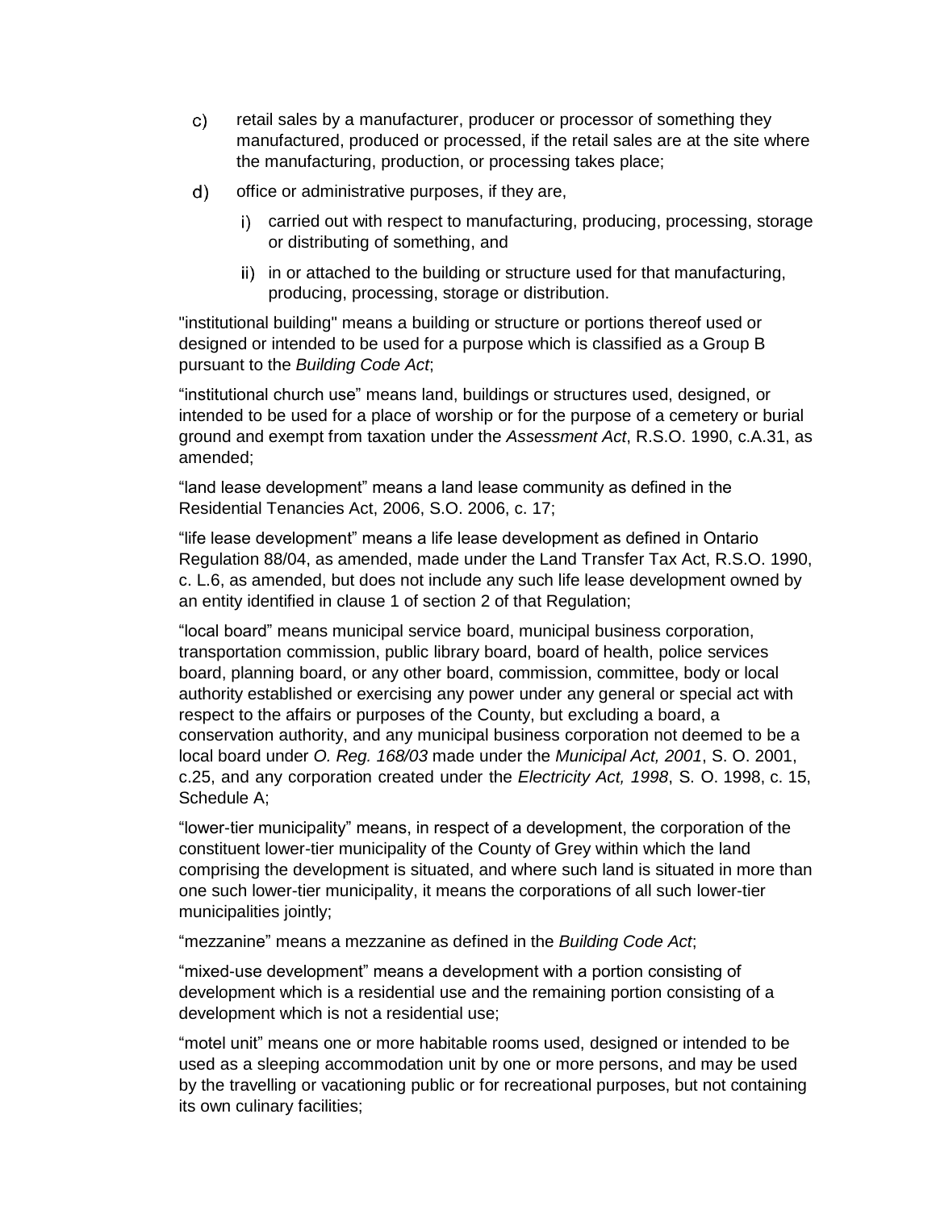c) retail sales by a manufacturer, producer or processor of something they manufactured, produced or processed, if the retail sales are at the site where the manufacturing, production, or processing takes place;

d) office or administrative purposes, if they are,

   i) carried out with respect to manufacturing, producing, processing, storage or distributing of something, and

   ii) in or attached to the building or structure used for that manufacturing, producing, processing, storage or distribution.

"institutional building" means a building or structure or portions thereof used or designed or intended to be used for a purpose which is classified as a Group B pursuant to the *Building Code Act*;

“institutional church use” means land, buildings or structures used, designed, or intended to be used for a place of worship or for the purpose of a cemetery or burial ground and exempt from taxation under the *Assessment Act*, R.S.O. 1990, c.A.31, as amended;

“land lease development” means a land lease community as defined in the Residential Tenancies Act, 2006, S.O. 2006, c. 17;

“life lease development” means a life lease development as defined in Ontario Regulation 88/04, as amended, made under the Land Transfer Tax Act, R.S.O. 1990, c. L.6, as amended, but does not include any such life lease development owned by an entity identified in clause 1 of section 2 of that Regulation;

“local board” means municipal service board, municipal business corporation, transportation commission, public library board, board of health, police services board, planning board, or any other board, commission, committee, body or local authority established or exercising any power under any general or special act with respect to the affairs or purposes of the County, but excluding a board, a conservation authority, and any municipal business corporation not deemed to be a local board under *O. Reg. 168/03* made under the *Municipal Act, 2001*, S. O. 2001, c.25, and any corporation created under the *Electricity Act, 1998*, S. O. 1998, c. 15, Schedule A;

“lower-tier municipality” means, in respect of a development, the corporation of the constituent lower-tier municipality of the County of Grey within which the land comprising the development is situated, and where such land is situated in more than one such lower-tier municipality, it means the corporations of all such lower-tier municipalities jointly;

“mezzanine” means a mezzanine as defined in the *Building Code Act*;

“mixed-use development” means a development with a portion consisting of development which is a residential use and the remaining portion consisting of a development which is not a residential use;

“motel unit” means one or more habitable rooms used, designed or intended to be used as a sleeping accommodation unit by one or more persons, and may be used by the travelling or vacationing public or for recreational purposes, but not containing its own culinary facilities;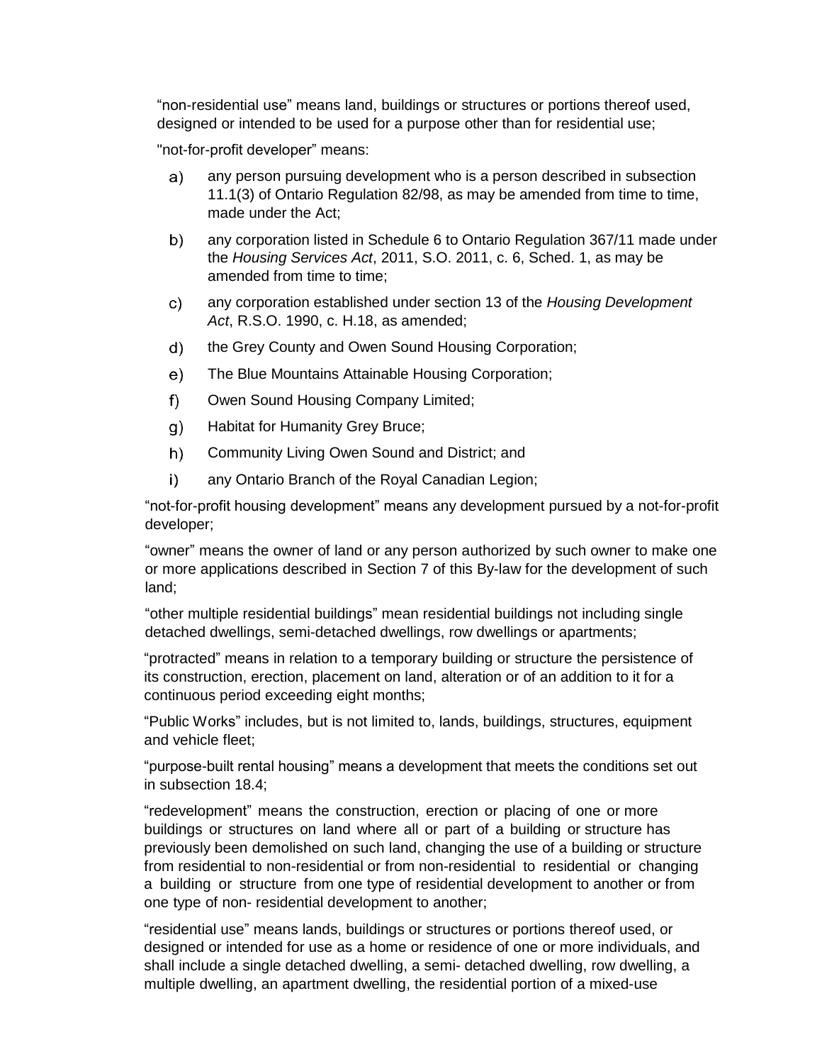"non-residential use" means land, buildings or structures or portions thereof used, designed or intended to be used for a purpose other than for residential use;

"not-for-profit developer" means:

a) any person pursuing development who is a person described in subsection 11.1(3) of Ontario Regulation 82/98, as may be amended from time to time, made under the Act;

b) any corporation listed in Schedule 6 to Ontario Regulation 367/11 made under the *Housing Services Act*, 2011, S.O. 2011, c. 6, Sched. 1, as may be amended from time to time;

c) any corporation established under section 13 of the *Housing Development Act*, R.S.O. 1990, c. H.18, as amended;

d) the Grey County and Owen Sound Housing Corporation;

e) The Blue Mountains Attainable Housing Corporation;

f) Owen Sound Housing Company Limited;

g) Habitat for Humanity Grey Bruce;

h) Community Living Owen Sound and District; and

i) any Ontario Branch of the Royal Canadian Legion;

"not-for-profit housing development" means any development pursued by a not-for-profit developer;

"owner" means the owner of land or any person authorized by such owner to make one or more applications described in Section 7 of this By-law for the development of such land;

"other multiple residential buildings" mean residential buildings not including single detached dwellings, semi-detached dwellings, row dwellings or apartments;

"protracted" means in relation to a temporary building or structure the persistence of its construction, erection, placement on land, alteration or of an addition to it for a continuous period exceeding eight months;

"Public Works" includes, but is not limited to, lands, buildings, structures, equipment and vehicle fleet;

"purpose-built rental housing" means a development that meets the conditions set out in subsection 18.4;

"redevelopment" means the construction, erection or placing of one or more buildings or structures on land where all or part of a building or structure has previously been demolished on such land, changing the use of a building or structure from residential to non-residential or from non-residential to residential or changing a building or structure from one type of residential development to another or from one type of non- residential development to another;

"residential use" means lands, buildings or structures or portions thereof used, or designed or intended for use as a home or residence of one or more individuals, and shall include a single detached dwelling, a semi- detached dwelling, row dwelling, a multiple dwelling, an apartment dwelling, the residential portion of a mixed-use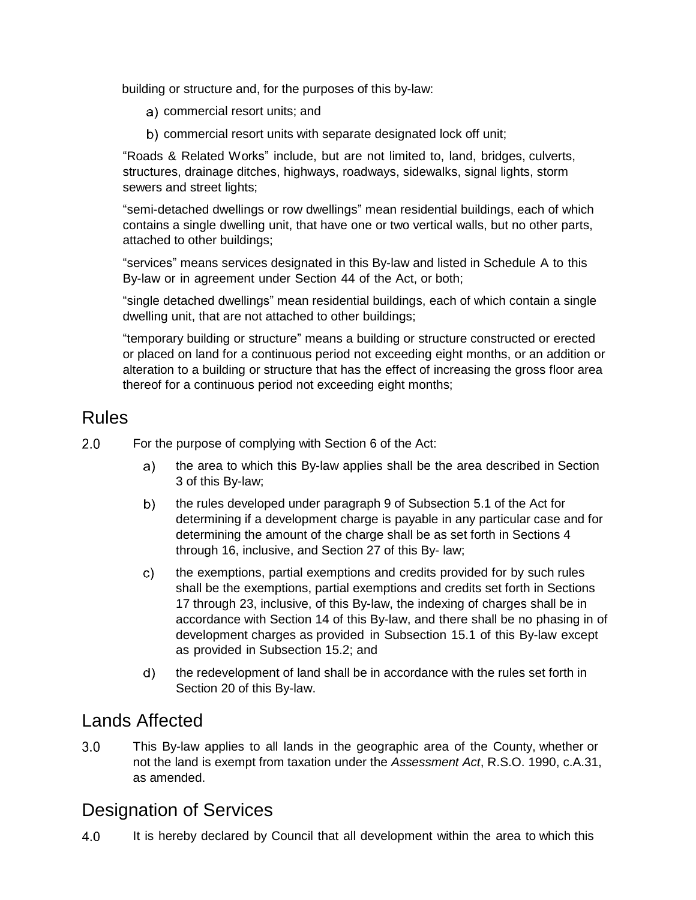building or structure and, for the purposes of this by-law:

a) commercial resort units; and

b) commercial resort units with separate designated lock off unit;

"Roads & Related Works" include, but are not limited to, land, bridges, culverts, structures, drainage ditches, highways, roadways, sidewalks, signal lights, storm sewers and street lights;

"semi-detached dwellings or row dwellings" mean residential buildings, each of which contains a single dwelling unit, that have one or two vertical walls, but no other parts, attached to other buildings;

"services" means services designated in this By-law and listed in Schedule A to this By-law or in agreement under Section 44 of the Act, or both;

"single detached dwellings" mean residential buildings, each of which contain a single dwelling unit, that are not attached to other buildings;

"temporary building or structure" means a building or structure constructed or erected or placed on land for a continuous period not exceeding eight months, or an addition or alteration to a building or structure that has the effect of increasing the gross floor area thereof for a continuous period not exceeding eight months;

## Rules

2.0 For the purpose of complying with Section 6 of the Act:

a) the area to which this By-law applies shall be the area described in Section 3 of this By-law;

b) the rules developed under paragraph 9 of Subsection 5.1 of the Act for determining if a development charge is payable in any particular case and for determining the amount of the charge shall be as set forth in Sections 4 through 16, inclusive, and Section 27 of this By- law;

c) the exemptions, partial exemptions and credits provided for by such rules shall be the exemptions, partial exemptions and credits set forth in Sections 17 through 23, inclusive, of this By-law, the indexing of charges shall be in accordance with Section 14 of this By-law, and there shall be no phasing in of development charges as provided in Subsection 15.1 of this By-law except as provided in Subsection 15.2; and

d) the redevelopment of land shall be in accordance with the rules set forth in Section 20 of this By-law.

## Lands Affected

3.0 This By-law applies to all lands in the geographic area of the County, whether or not the land is exempt from taxation under the *Assessment Act*, R.S.O. 1990, c.A.31, as amended.

## Designation of Services

4.0 It is hereby declared by Council that all development within the area to which this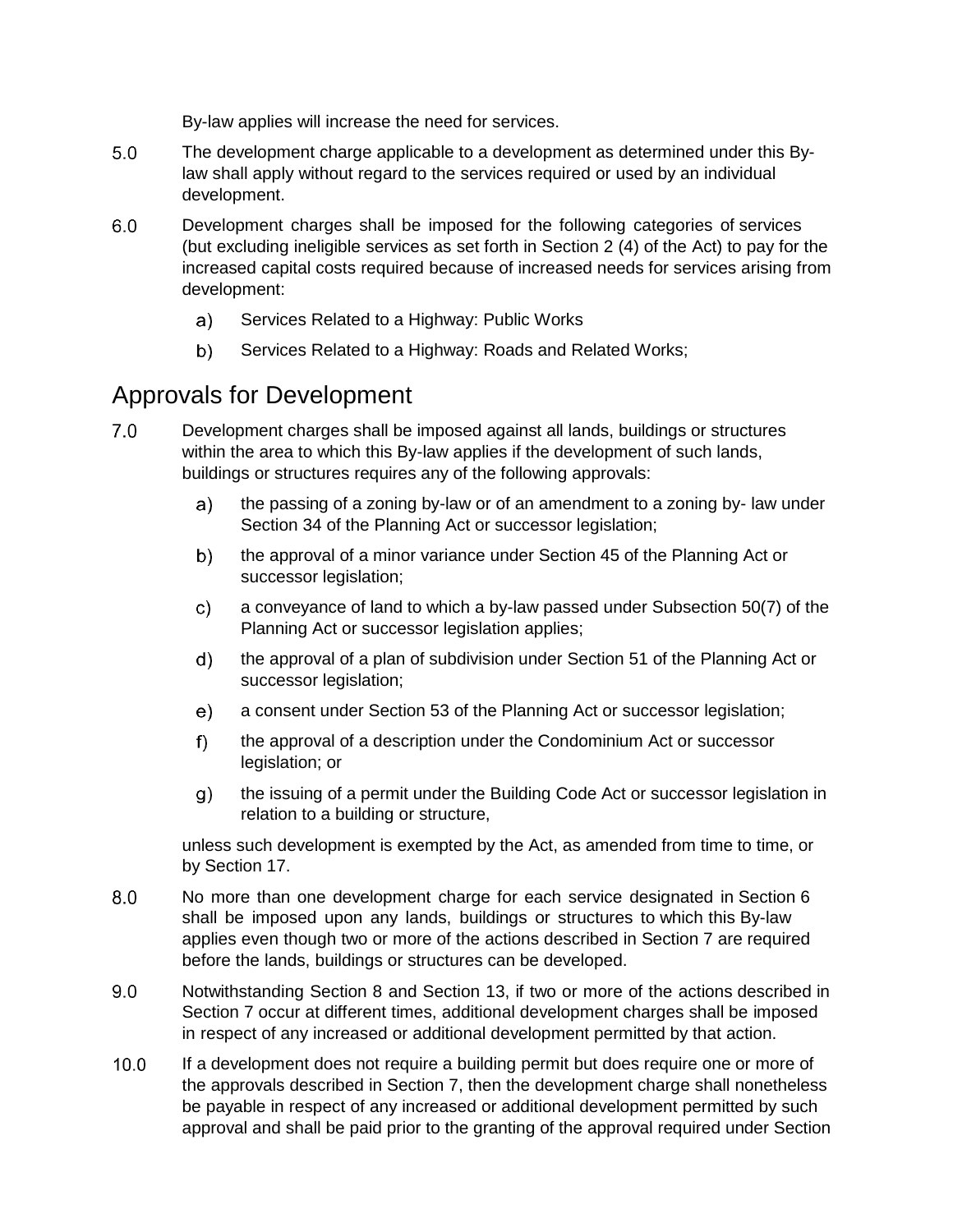By-law applies will increase the need for services.

5.0 The development charge applicable to a development as determined under this By-law shall apply without regard to the services required or used by an individual development.

6.0 Development charges shall be imposed for the following categories of services (but excluding ineligible services as set forth in Section 2 (4) of the Act) to pay for the increased capital costs required because of increased needs for services arising from development:

a) Services Related to a Highway: Public Works

b) Services Related to a Highway: Roads and Related Works;

## Approvals for Development

7.0 Development charges shall be imposed against all lands, buildings or structures within the area to which this By-law applies if the development of such lands, buildings or structures requires any of the following approvals:

a) the passing of a zoning by-law or of an amendment to a zoning by- law under Section 34 of the Planning Act or successor legislation;

b) the approval of a minor variance under Section 45 of the Planning Act or successor legislation;

c) a conveyance of land to which a by-law passed under Subsection 50(7) of the Planning Act or successor legislation applies;

d) the approval of a plan of subdivision under Section 51 of the Planning Act or successor legislation;

e) a consent under Section 53 of the Planning Act or successor legislation;

f) the approval of a description under the Condominium Act or successor legislation; or

g) the issuing of a permit under the Building Code Act or successor legislation in relation to a building or structure,

unless such development is exempted by the Act, as amended from time to time, or by Section 17.

8.0 No more than one development charge for each service designated in Section 6 shall be imposed upon any lands, buildings or structures to which this By-law applies even though two or more of the actions described in Section 7 are required before the lands, buildings or structures can be developed.

9.0 Notwithstanding Section 8 and Section 13, if two or more of the actions described in Section 7 occur at different times, additional development charges shall be imposed in respect of any increased or additional development permitted by that action.

10.0 If a development does not require a building permit but does require one or more of the approvals described in Section 7, then the development charge shall nonetheless be payable in respect of any increased or additional development permitted by such approval and shall be paid prior to the granting of the approval required under Section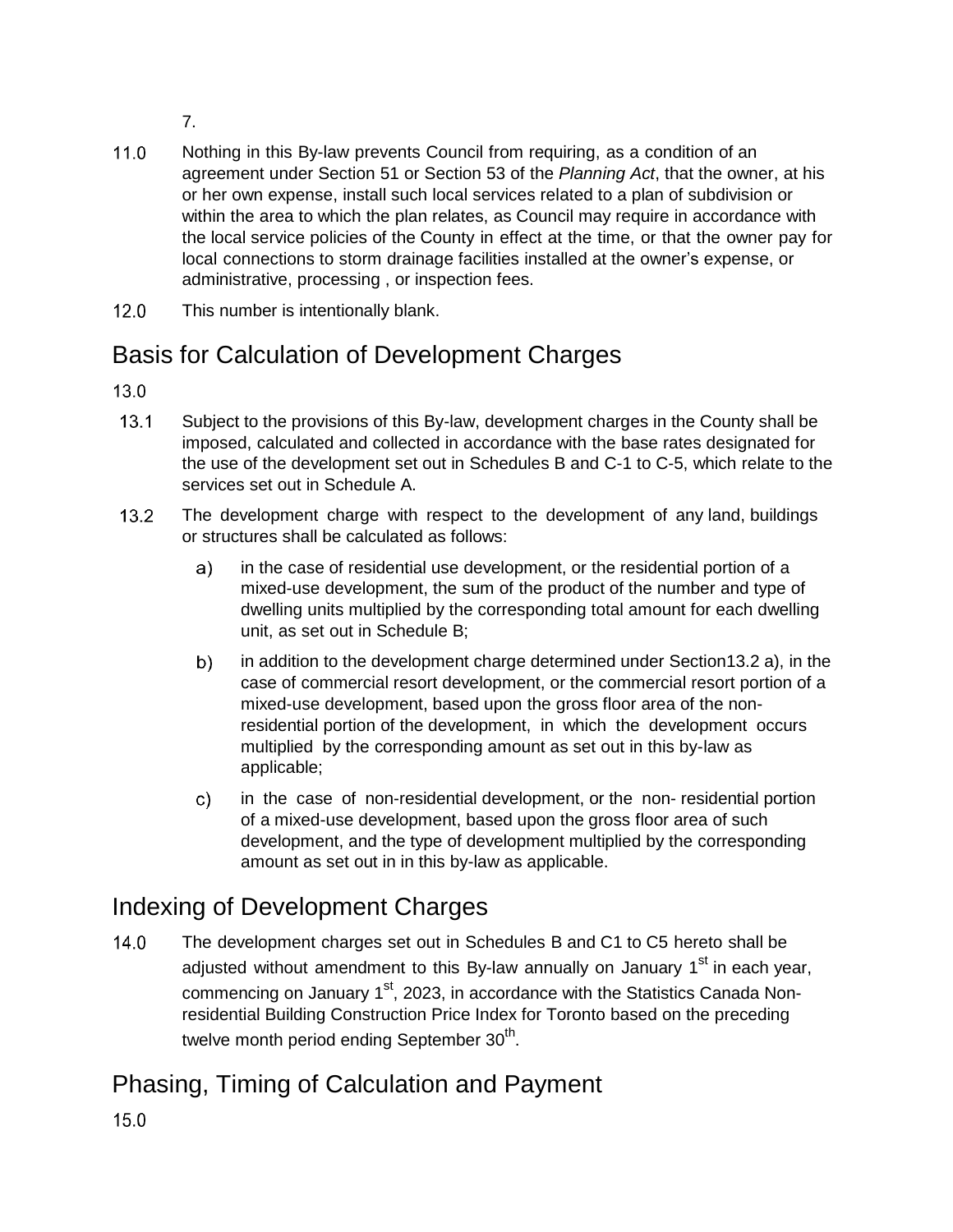7.

11.0 Nothing in this By-law prevents Council from requiring, as a condition of an agreement under Section 51 or Section 53 of the *Planning Act*, that the owner, at his or her own expense, install such local services related to a plan of subdivision or within the area to which the plan relates, as Council may require in accordance with the local service policies of the County in effect at the time, or that the owner pay for local connections to storm drainage facilities installed at the owner's expense, or administrative, processing , or inspection fees.

12.0 This number is intentionally blank.

## Basis for Calculation of Development Charges

13.0

13.1 Subject to the provisions of this By-law, development charges in the County shall be imposed, calculated and collected in accordance with the base rates designated for the use of the development set out in Schedules B and C-1 to C-5, which relate to the services set out in Schedule A.

13.2 The development charge with respect to the development of any land, buildings or structures shall be calculated as follows:

a) in the case of residential use development, or the residential portion of a mixed-use development, the sum of the product of the number and type of dwelling units multiplied by the corresponding total amount for each dwelling unit, as set out in Schedule B;

b) in addition to the development charge determined under Section13.2 a), in the case of commercial resort development, or the commercial resort portion of a mixed-use development, based upon the gross floor area of the non-residential portion of the development, in which the development occurs multiplied by the corresponding amount as set out in this by-law as applicable;

c) in the case of non-residential development, or the non- residential portion of a mixed-use development, based upon the gross floor area of such development, and the type of development multiplied by the corresponding amount as set out in in this by-law as applicable.

## Indexing of Development Charges

14.0 The development charges set out in Schedules B and C1 to C5 hereto shall be adjusted without amendment to this By-law annually on January 1st in each year, commencing on January 1st, 2023, in accordance with the Statistics Canada Non-residential Building Construction Price Index for Toronto based on the preceding twelve month period ending September 30th.

## Phasing, Timing of Calculation and Payment

15.0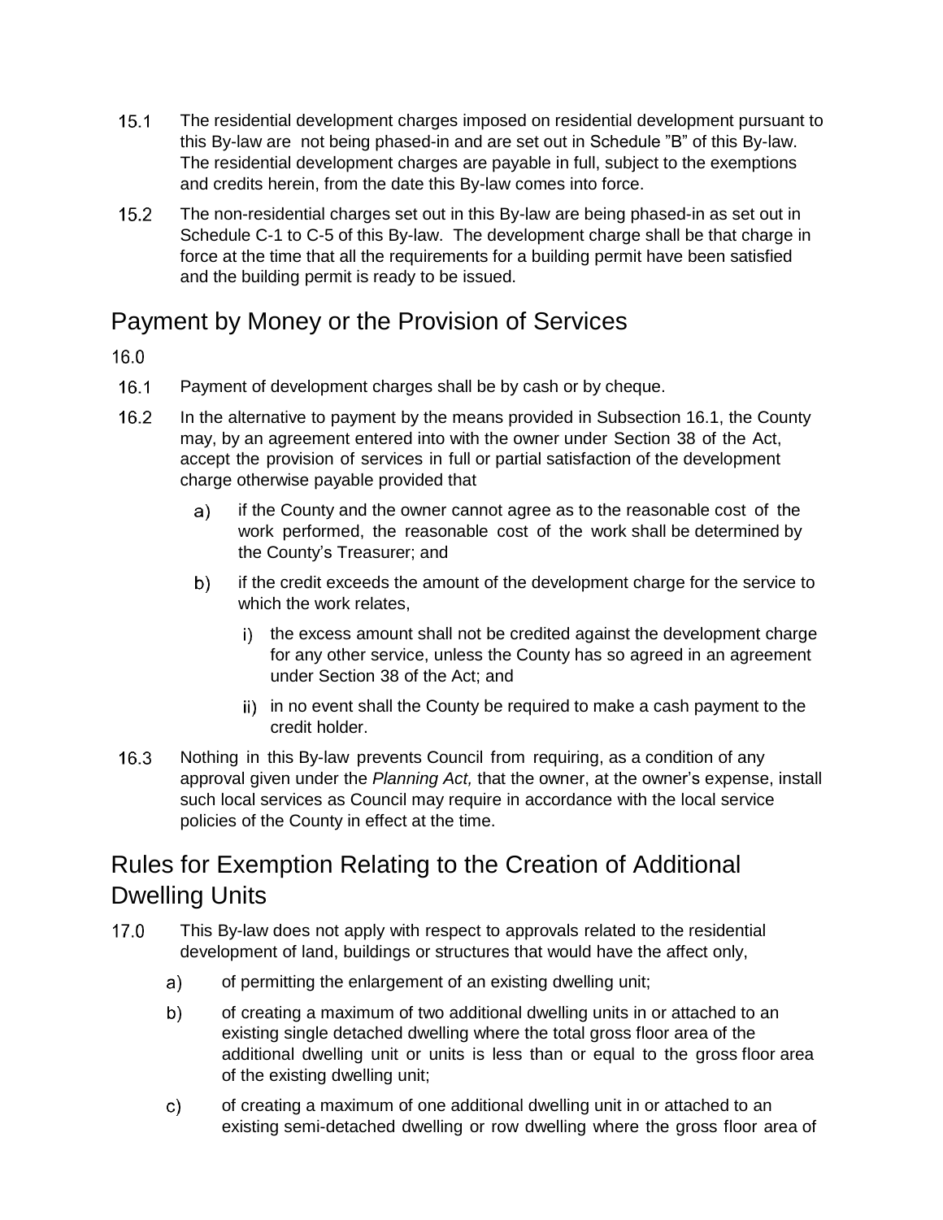15.1 The residential development charges imposed on residential development pursuant to this By-law are not being phased-in and are set out in Schedule "B" of this By-law. The residential development charges are payable in full, subject to the exemptions and credits herein, from the date this By-law comes into force.

15.2 The non-residential charges set out in this By-law are being phased-in as set out in Schedule C-1 to C-5 of this By-law. The development charge shall be that charge in force at the time that all the requirements for a building permit have been satisfied and the building permit is ready to be issued.

## Payment by Money or the Provision of Services

16.0

16.1 Payment of development charges shall be by cash or by cheque.

16.2 In the alternative to payment by the means provided in Subsection 16.1, the County may, by an agreement entered into with the owner under Section 38 of the Act, accept the provision of services in full or partial satisfaction of the development charge otherwise payable provided that

a) if the County and the owner cannot agree as to the reasonable cost of the work performed, the reasonable cost of the work shall be determined by the County's Treasurer; and

b) if the credit exceeds the amount of the development charge for the service to which the work relates,

i) the excess amount shall not be credited against the development charge for any other service, unless the County has so agreed in an agreement under Section 38 of the Act; and

ii) in no event shall the County be required to make a cash payment to the credit holder.

16.3 Nothing in this By-law prevents Council from requiring, as a condition of any approval given under the *Planning Act,* that the owner, at the owner's expense, install such local services as Council may require in accordance with the local service policies of the County in effect at the time.

## Rules for Exemption Relating to the Creation of Additional Dwelling Units

17.0 This By-law does not apply with respect to approvals related to the residential development of land, buildings or structures that would have the affect only,

a) of permitting the enlargement of an existing dwelling unit;

b) of creating a maximum of two additional dwelling units in or attached to an existing single detached dwelling where the total gross floor area of the additional dwelling unit or units is less than or equal to the gross floor area of the existing dwelling unit;

c) of creating a maximum of one additional dwelling unit in or attached to an existing semi-detached dwelling or row dwelling where the gross floor area of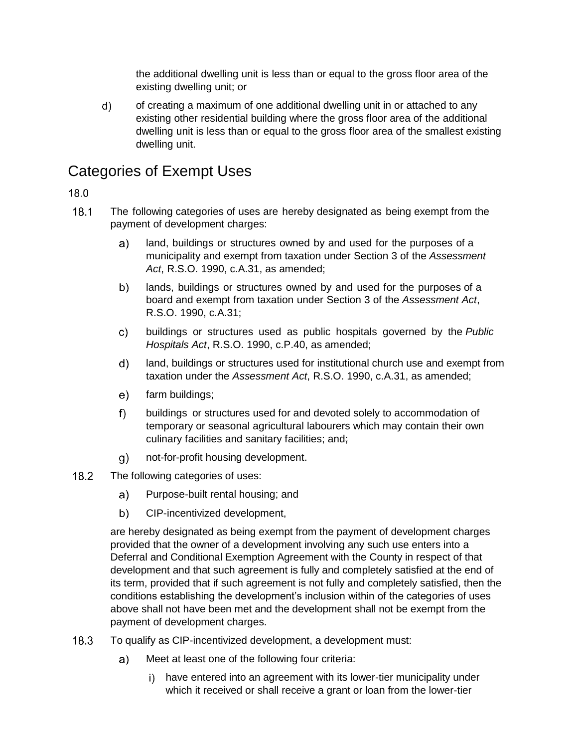the additional dwelling unit is less than or equal to the gross floor area of the existing dwelling unit; or

d) of creating a maximum of one additional dwelling unit in or attached to any existing other residential building where the gross floor area of the additional dwelling unit is less than or equal to the gross floor area of the smallest existing dwelling unit.

## Categories of Exempt Uses

18.0

18.1 The following categories of uses are hereby designated as being exempt from the payment of development charges:

- a) land, buildings or structures owned by and used for the purposes of a municipality and exempt from taxation under Section 3 of the *Assessment Act*, R.S.O. 1990, c.A.31, as amended;
- b) lands, buildings or structures owned by and used for the purposes of a board and exempt from taxation under Section 3 of the *Assessment Act*, R.S.O. 1990, c.A.31;
- c) buildings or structures used as public hospitals governed by the *Public Hospitals Act*, R.S.O. 1990, c.P.40, as amended;
- d) land, buildings or structures used for institutional church use and exempt from taxation under the *Assessment Act*, R.S.O. 1990, c.A.31, as amended;
- e) farm buildings;
- f) buildings or structures used for and devoted solely to accommodation of temporary or seasonal agricultural labourers which may contain their own culinary facilities and sanitary facilities; and;
- g) not-for-profit housing development.

18.2 The following categories of uses:

- a) Purpose-built rental housing; and
- b) CIP-incentivized development,

are hereby designated as being exempt from the payment of development charges provided that the owner of a development involving any such use enters into a Deferral and Conditional Exemption Agreement with the County in respect of that development and that such agreement is fully and completely satisfied at the end of its term, provided that if such agreement is not fully and completely satisfied, then the conditions establishing the development's inclusion within of the categories of uses above shall not have been met and the development shall not be exempt from the payment of development charges.

18.3 To qualify as CIP-incentivized development, a development must:

- a) Meet at least one of the following four criteria:
  - i) have entered into an agreement with its lower-tier municipality under which it received or shall receive a grant or loan from the lower-tier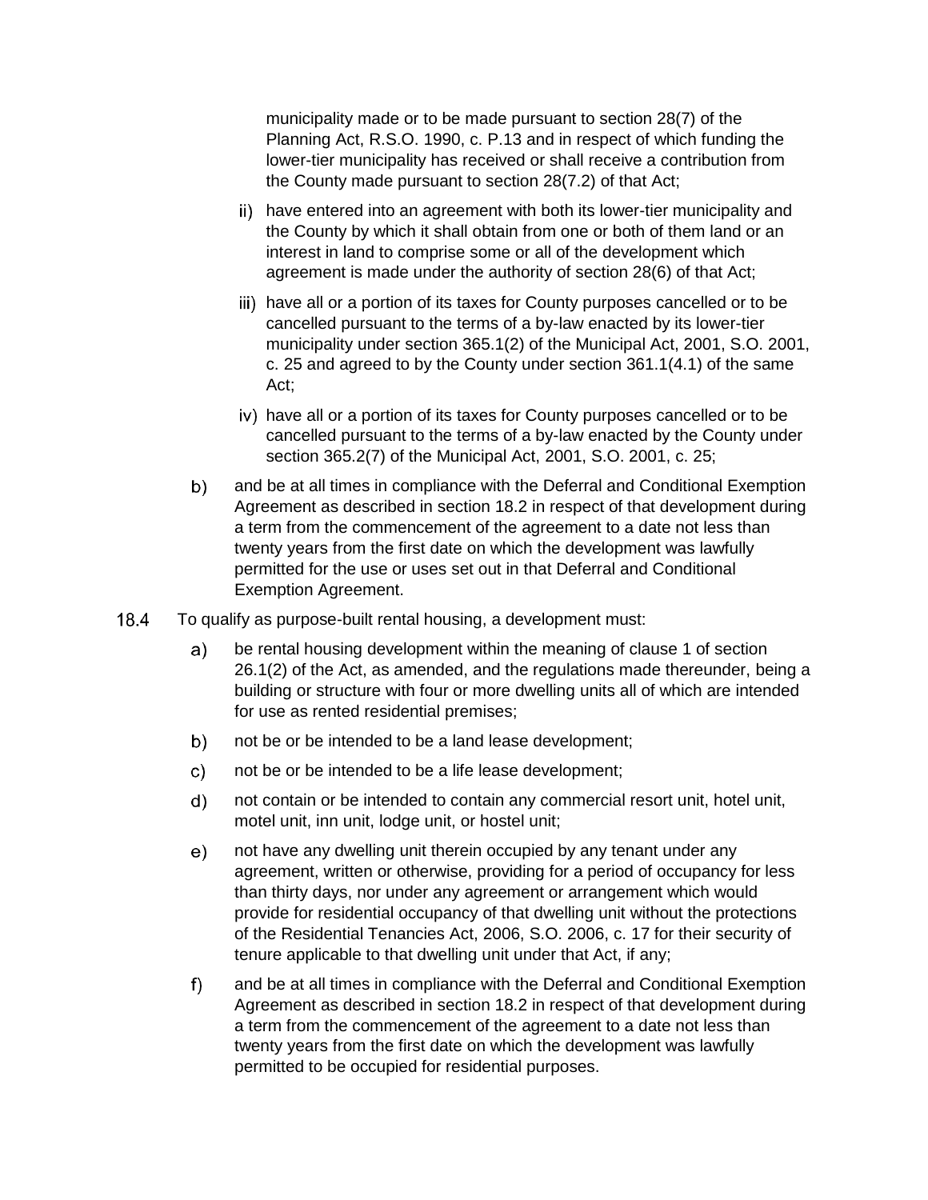municipality made or to be made pursuant to section 28(7) of the Planning Act, R.S.O. 1990, c. P.13 and in respect of which funding the lower-tier municipality has received or shall receive a contribution from the County made pursuant to section 28(7.2) of that Act;

ii) have entered into an agreement with both its lower-tier municipality and the County by which it shall obtain from one or both of them land or an interest in land to comprise some or all of the development which agreement is made under the authority of section 28(6) of that Act;

iii) have all or a portion of its taxes for County purposes cancelled or to be cancelled pursuant to the terms of a by-law enacted by its lower-tier municipality under section 365.1(2) of the Municipal Act, 2001, S.O. 2001, c. 25 and agreed to by the County under section 361.1(4.1) of the same Act;

iv) have all or a portion of its taxes for County purposes cancelled or to be cancelled pursuant to the terms of a by-law enacted by the County under section 365.2(7) of the Municipal Act, 2001, S.O. 2001, c. 25;

b) and be at all times in compliance with the Deferral and Conditional Exemption Agreement as described in section 18.2 in respect of that development during a term from the commencement of the agreement to a date not less than twenty years from the first date on which the development was lawfully permitted for the use or uses set out in that Deferral and Conditional Exemption Agreement.

18.4 To qualify as purpose-built rental housing, a development must:

a) be rental housing development within the meaning of clause 1 of section 26.1(2) of the Act, as amended, and the regulations made thereunder, being a building or structure with four or more dwelling units all of which are intended for use as rented residential premises;

b) not be or be intended to be a land lease development;

c) not be or be intended to be a life lease development;

d) not contain or be intended to contain any commercial resort unit, hotel unit, motel unit, inn unit, lodge unit, or hostel unit;

e) not have any dwelling unit therein occupied by any tenant under any agreement, written or otherwise, providing for a period of occupancy for less than thirty days, nor under any agreement or arrangement which would provide for residential occupancy of that dwelling unit without the protections of the Residential Tenancies Act, 2006, S.O. 2006, c. 17 for their security of tenure applicable to that dwelling unit under that Act, if any;

f) and be at all times in compliance with the Deferral and Conditional Exemption Agreement as described in section 18.2 in respect of that development during a term from the commencement of the agreement to a date not less than twenty years from the first date on which the development was lawfully permitted to be occupied for residential purposes.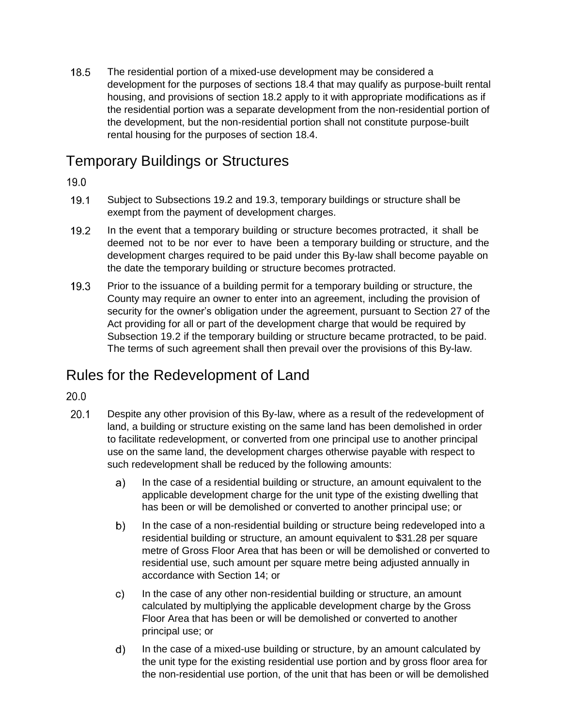18.5 The residential portion of a mixed-use development may be considered a development for the purposes of sections 18.4 that may qualify as purpose-built rental housing, and provisions of section 18.2 apply to it with appropriate modifications as if the residential portion was a separate development from the non-residential portion of the development, but the non-residential portion shall not constitute purpose-built rental housing for the purposes of section 18.4.

## Temporary Buildings or Structures

19.0

19.1 Subject to Subsections 19.2 and 19.3, temporary buildings or structure shall be exempt from the payment of development charges.

19.2 In the event that a temporary building or structure becomes protracted, it shall be deemed not to be nor ever to have been a temporary building or structure, and the development charges required to be paid under this By-law shall become payable on the date the temporary building or structure becomes protracted.

19.3 Prior to the issuance of a building permit for a temporary building or structure, the County may require an owner to enter into an agreement, including the provision of security for the owner's obligation under the agreement, pursuant to Section 27 of the Act providing for all or part of the development charge that would be required by Subsection 19.2 if the temporary building or structure became protracted, to be paid. The terms of such agreement shall then prevail over the provisions of this By-law.

## Rules for the Redevelopment of Land

20.0

20.1 Despite any other provision of this By-law, where as a result of the redevelopment of land, a building or structure existing on the same land has been demolished in order to facilitate redevelopment, or converted from one principal use to another principal use on the same land, the development charges otherwise payable with respect to such redevelopment shall be reduced by the following amounts:

a) In the case of a residential building or structure, an amount equivalent to the applicable development charge for the unit type of the existing dwelling that has been or will be demolished or converted to another principal use; or

b) In the case of a non-residential building or structure being redeveloped into a residential building or structure, an amount equivalent to $31.28 per square metre of Gross Floor Area that has been or will be demolished or converted to residential use, such amount per square metre being adjusted annually in accordance with Section 14; or

c) In the case of any other non-residential building or structure, an amount calculated by multiplying the applicable development charge by the Gross Floor Area that has been or will be demolished or converted to another principal use; or

d) In the case of a mixed-use building or structure, by an amount calculated by the unit type for the existing residential use portion and by gross floor area for the non-residential use portion, of the unit that has been or will be demolished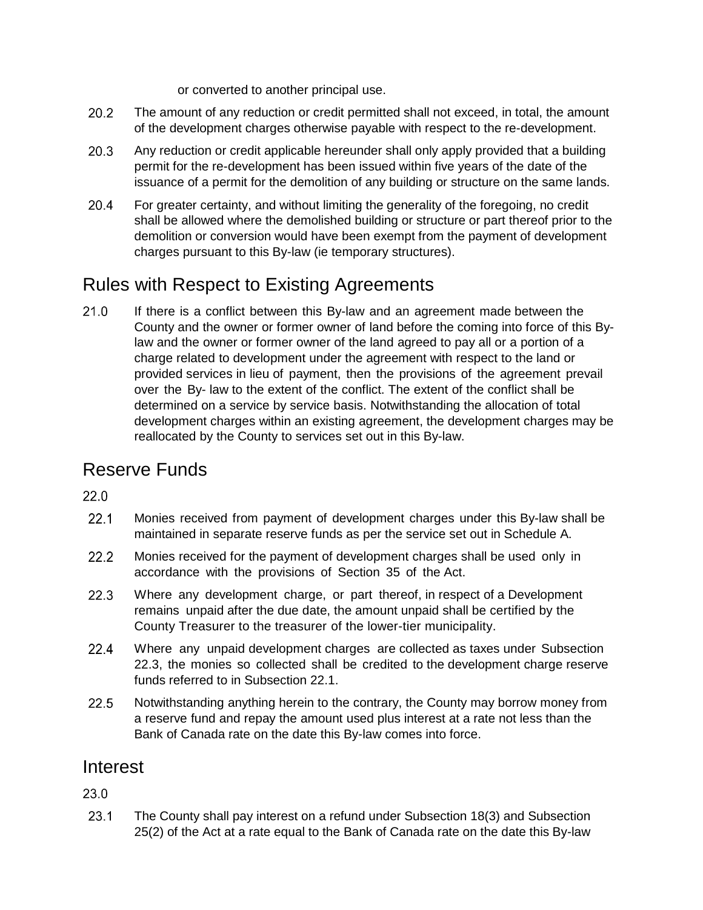or converted to another principal use.

20.2 The amount of any reduction or credit permitted shall not exceed, in total, the amount of the development charges otherwise payable with respect to the re-development.

20.3 Any reduction or credit applicable hereunder shall only apply provided that a building permit for the re-development has been issued within five years of the date of the issuance of a permit for the demolition of any building or structure on the same lands.

20.4 For greater certainty, and without limiting the generality of the foregoing, no credit shall be allowed where the demolished building or structure or part thereof prior to the demolition or conversion would have been exempt from the payment of development charges pursuant to this By-law (ie temporary structures).

## Rules with Respect to Existing Agreements

21.0 If there is a conflict between this By-law and an agreement made between the County and the owner or former owner of land before the coming into force of this By-law and the owner or former owner of the land agreed to pay all or a portion of a charge related to development under the agreement with respect to the land or provided services in lieu of payment, then the provisions of the agreement prevail over the By- law to the extent of the conflict. The extent of the conflict shall be determined on a service by service basis. Notwithstanding the allocation of total development charges within an existing agreement, the development charges may be reallocated by the County to services set out in this By-law.

## Reserve Funds

22.0

22.1 Monies received from payment of development charges under this By-law shall be maintained in separate reserve funds as per the service set out in Schedule A.

22.2 Monies received for the payment of development charges shall be used only in accordance with the provisions of Section 35 of the Act.

22.3 Where any development charge, or part thereof, in respect of a Development remains unpaid after the due date, the amount unpaid shall be certified by the County Treasurer to the treasurer of the lower-tier municipality.

22.4 Where any unpaid development charges are collected as taxes under Subsection 22.3, the monies so collected shall be credited to the development charge reserve funds referred to in Subsection 22.1.

22.5 Notwithstanding anything herein to the contrary, the County may borrow money from a reserve fund and repay the amount used plus interest at a rate not less than the Bank of Canada rate on the date this By-law comes into force.

## Interest

23.0

23.1 The County shall pay interest on a refund under Subsection 18(3) and Subsection 25(2) of the Act at a rate equal to the Bank of Canada rate on the date this By-law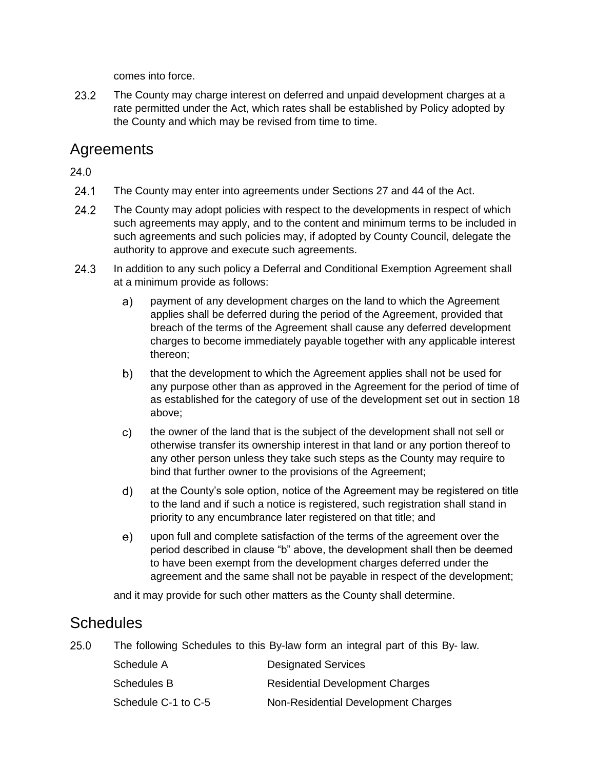comes into force.

23.2 The County may charge interest on deferred and unpaid development charges at a rate permitted under the Act, which rates shall be established by Policy adopted by the County and which may be revised from time to time.

## Agreements

24.0

24.1 The County may enter into agreements under Sections 27 and 44 of the Act.

24.2 The County may adopt policies with respect to the developments in respect of which such agreements may apply, and to the content and minimum terms to be included in such agreements and such policies may, if adopted by County Council, delegate the authority to approve and execute such agreements.

24.3 In addition to any such policy a Deferral and Conditional Exemption Agreement shall at a minimum provide as follows:

a) payment of any development charges on the land to which the Agreement applies shall be deferred during the period of the Agreement, provided that breach of the terms of the Agreement shall cause any deferred development charges to become immediately payable together with any applicable interest thereon;

b) that the development to which the Agreement applies shall not be used for any purpose other than as approved in the Agreement for the period of time of as established for the category of use of the development set out in section 18 above;

c) the owner of the land that is the subject of the development shall not sell or otherwise transfer its ownership interest in that land or any portion thereof to any other person unless they take such steps as the County may require to bind that further owner to the provisions of the Agreement;

d) at the County's sole option, notice of the Agreement may be registered on title to the land and if such a notice is registered, such registration shall stand in priority to any encumbrance later registered on that title; and

e) upon full and complete satisfaction of the terms of the agreement over the period described in clause "b" above, the development shall then be deemed to have been exempt from the development charges deferred under the agreement and the same shall not be payable in respect of the development;

and it may provide for such other matters as the County shall determine.

## Schedules

25.0 The following Schedules to this By-law form an integral part of this By- law.

| | |
|---|---|
| Schedule A | Designated Services |
| Schedules B | Residential Development Charges |
| Schedule C-1 to C-5 | Non-Residential Development Charges |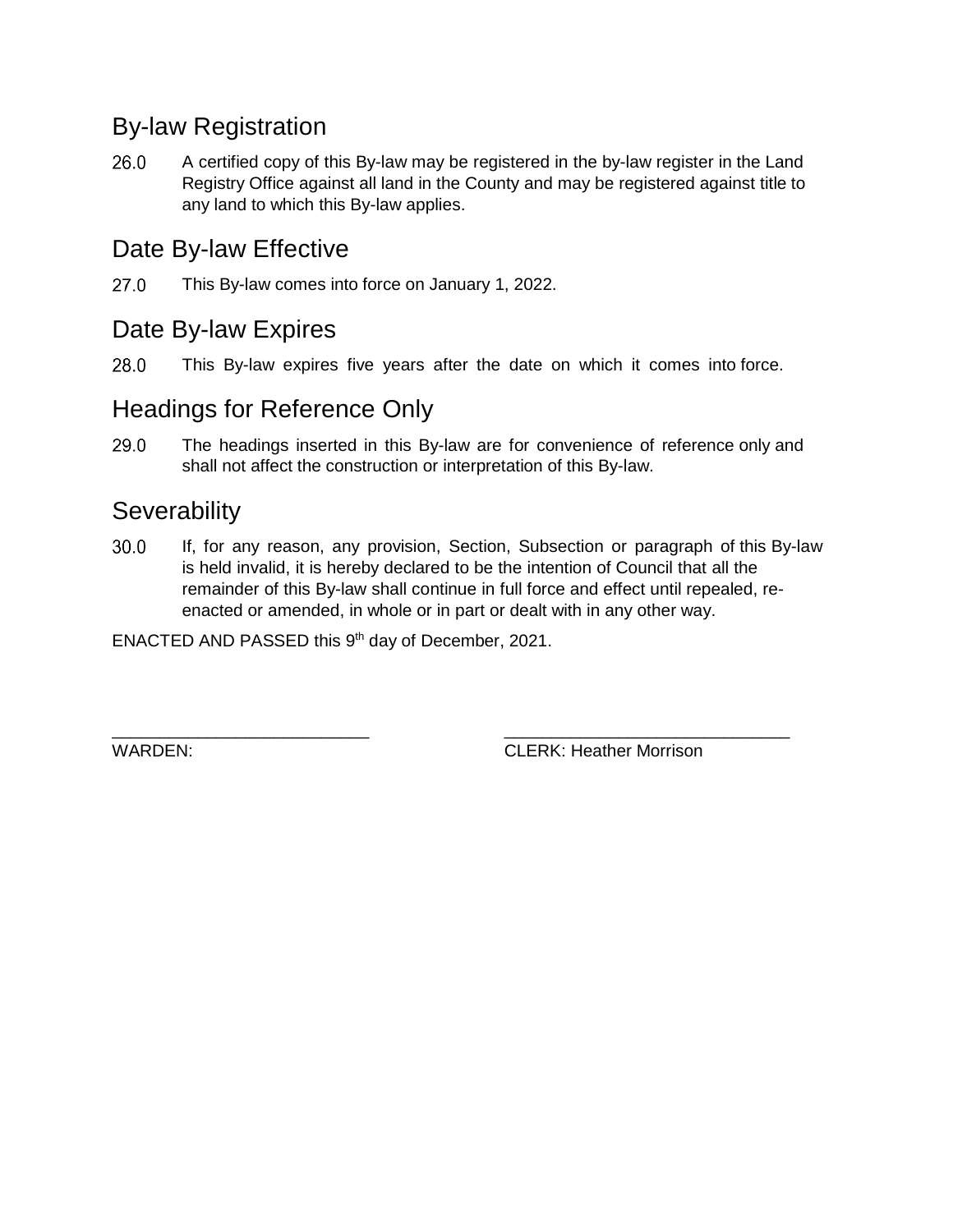## By-law Registration

26.0 A certified copy of this By-law may be registered in the by-law register in the Land Registry Office against all land in the County and may be registered against title to any land to which this By-law applies.

## Date By-law Effective

27.0 This By-law comes into force on January 1, 2022.

## Date By-law Expires

28.0 This By-law expires five years after the date on which it comes into force.

## Headings for Reference Only

29.0 The headings inserted in this By-law are for convenience of reference only and shall not affect the construction or interpretation of this By-law.

## Severability

30.0 If, for any reason, any provision, Section, Subsection or paragraph of this By-law is held invalid, it is hereby declared to be the intention of Council that all the remainder of this By-law shall continue in full force and effect until repealed, re-enacted or amended, in whole or in part or dealt with in any other way.

ENACTED AND PASSED this 9th day of December, 2021.

___________________________ ______________________________

WARDEN: CLERK: Heather Morrison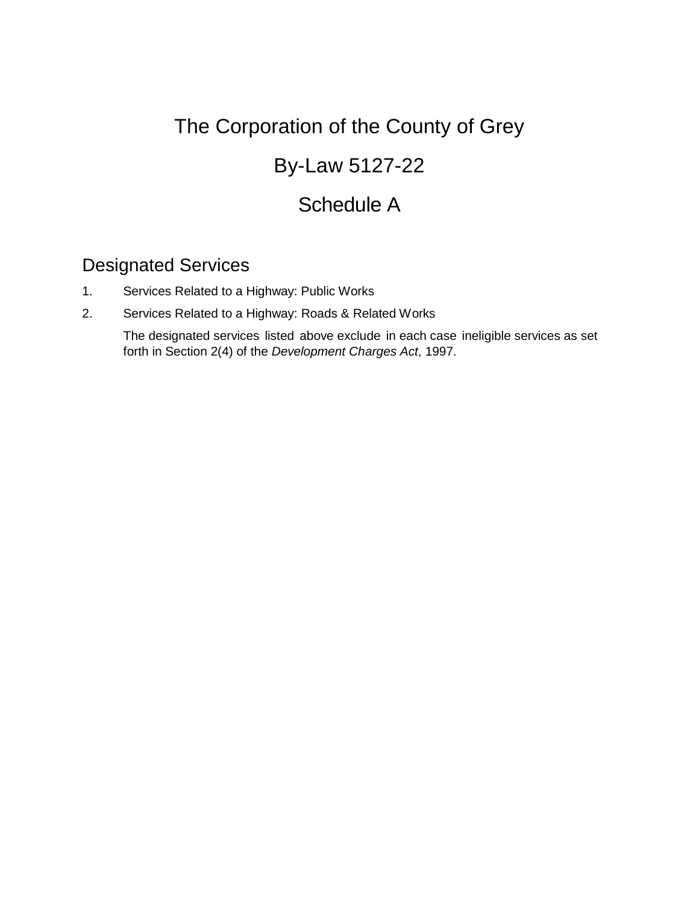# The Corporation of the County of Grey

# By-Law 5127-22

# Schedule A

## Designated Services

1. Services Related to a Highway: Public Works
2. Services Related to a Highway: Roads & Related Works

   The designated services listed above exclude in each case ineligible services as set forth in Section 2(4) of the *Development Charges Act*, 1997.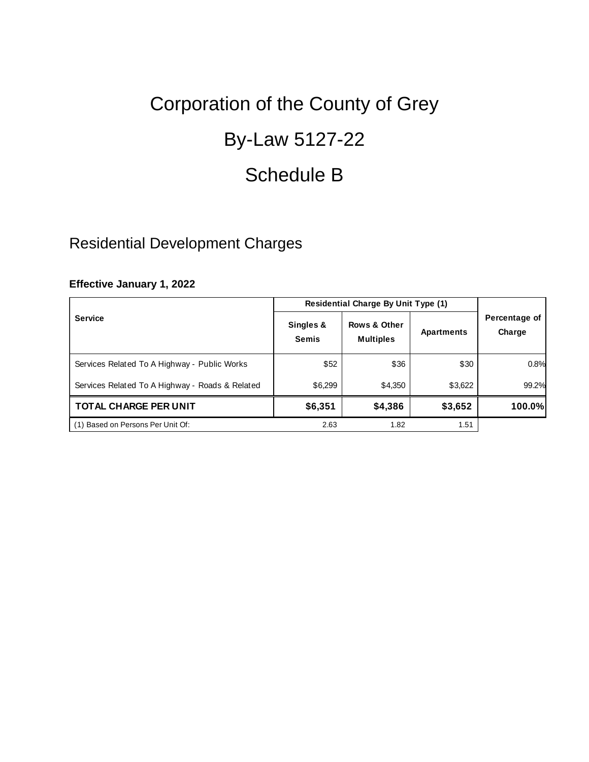# Corporation of the County of Grey

# By-Law 5127-22

# Schedule B

## Residential Development Charges

**Effective January 1, 2022**

| Service | Residential Charge By Unit Type (1) | | | Percentage of Charge |
|---|---|---|---|---|
| | Singles & Semis | Rows & Other Multiples | Apartments | |
| Services Related To A Highway - Public Works | $52 | $36 | $30 | 0.8% |
| Services Related To A Highway - Roads & Related | $6,299 | $4,350 | $3,622 | 99.2% |
| **TOTAL CHARGE PER UNIT** | **$6,351** | **$4,386** | **$3,652** | **100.0%** |
| (1) Based on Persons Per Unit Of: | 2.63 | 1.82 | 1.51 | |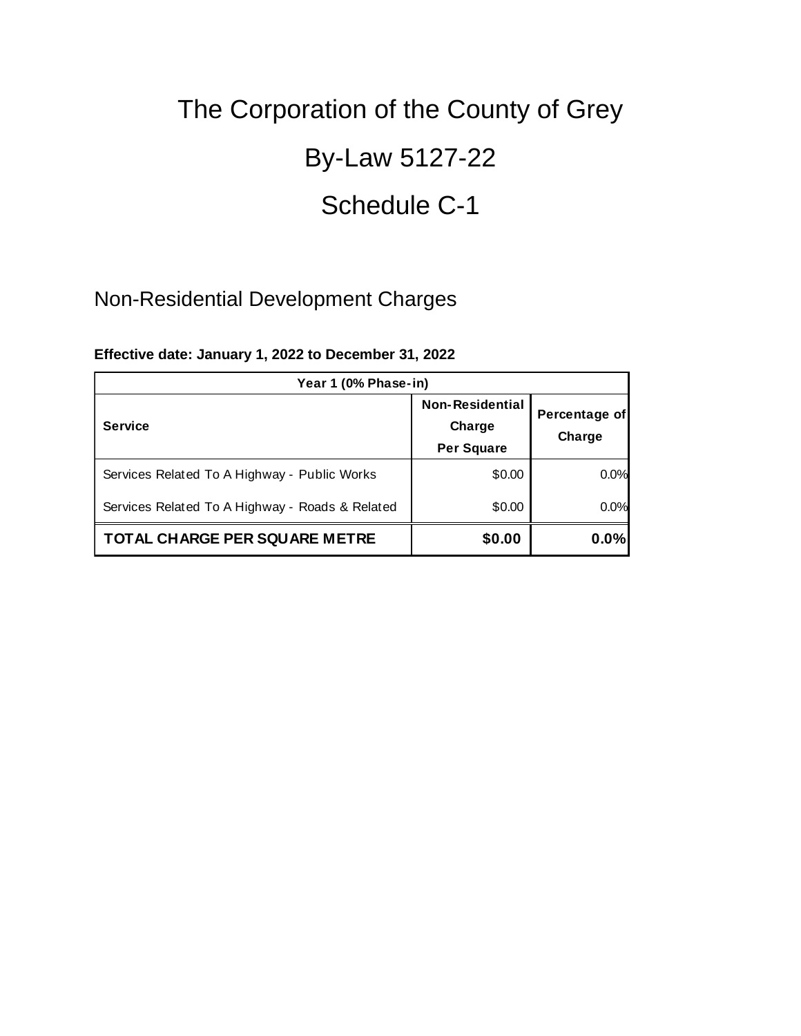# The Corporation of the County of Grey

# By-Law 5127-22

# Schedule C-1

## Non-Residential Development Charges

**Effective date: January 1, 2022 to December 31, 2022**

| Year 1 (0% Phase-in) | | |
|---|---|---|
| **Service** | **Non-Residential Charge Per Square** | **Percentage of Charge** |
| Services Related To A Highway - Public Works | $0.00 | 0.0% |
| Services Related To A Highway - Roads & Related | $0.00 | 0.0% |
| **TOTAL CHARGE PER SQUARE METRE** | **$0.00** | **0.0%** |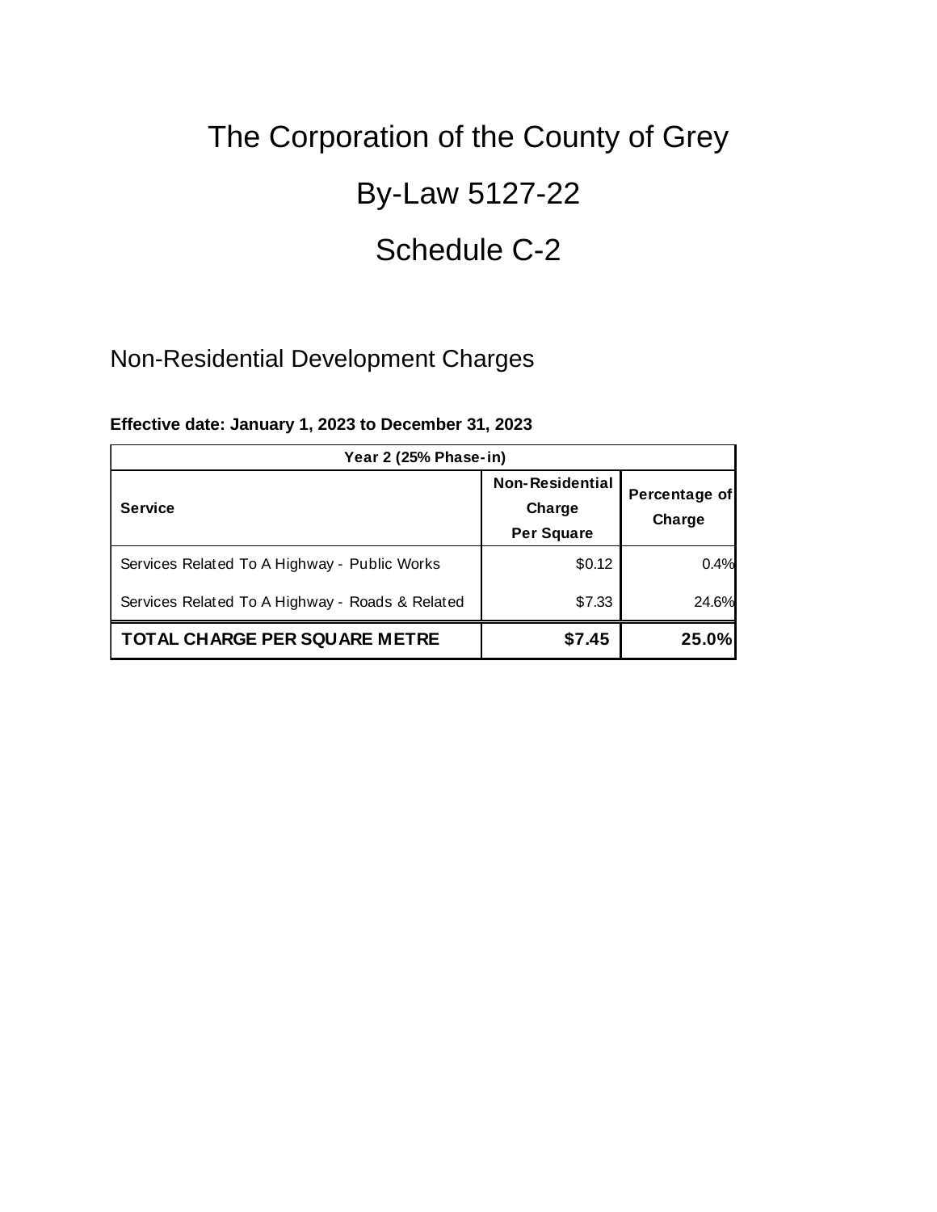# The Corporation of the County of Grey

# By-Law 5127-22

# Schedule C-2

## Non-Residential Development Charges

**Effective date: January 1, 2023 to December 31, 2023**

| Year 2 (25% Phase-in) | | |
|---|---|---|
| **Service** | **Non-Residential Charge Per Square** | **Percentage of Charge** |
| Services Related To A Highway - Public Works | $0.12 | 0.4% |
| Services Related To A Highway - Roads & Related | $7.33 | 24.6% |
| **TOTAL CHARGE PER SQUARE METRE** | **$7.45** | **25.0%** |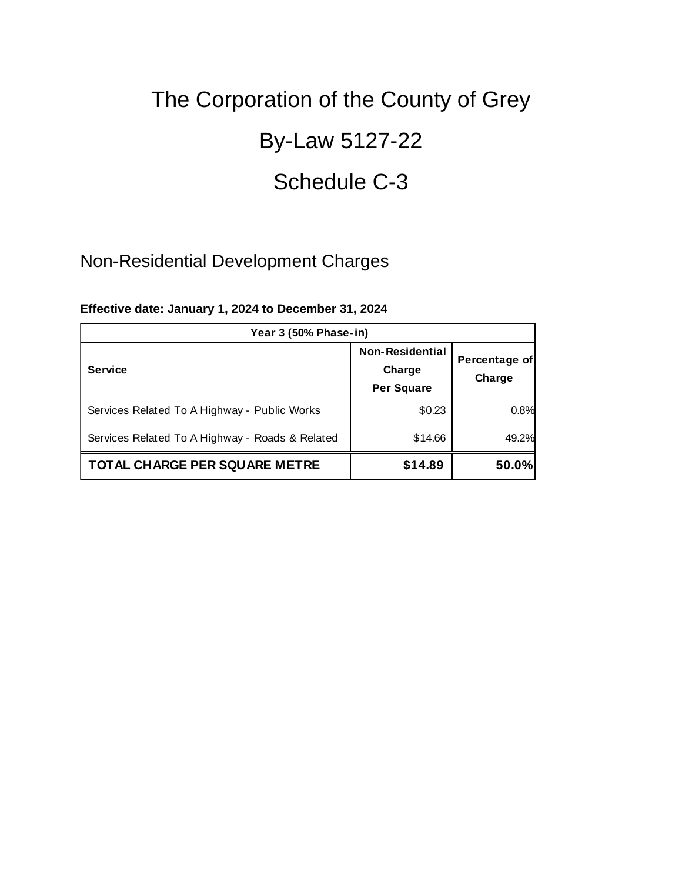# The Corporation of the County of Grey

# By-Law 5127-22

# Schedule C-3

## Non-Residential Development Charges

**Effective date: January 1, 2024 to December 31, 2024**

| Year 3 (50% Phase-in) | | |
|---|---|---|
| **Service** | **Non-Residential Charge Per Square** | **Percentage of Charge** |
| Services Related To A Highway - Public Works | $0.23 | 0.8% |
| Services Related To A Highway - Roads & Related | $14.66 | 49.2% |
| **TOTAL CHARGE PER SQUARE METRE** | **$14.89** | **50.0%** |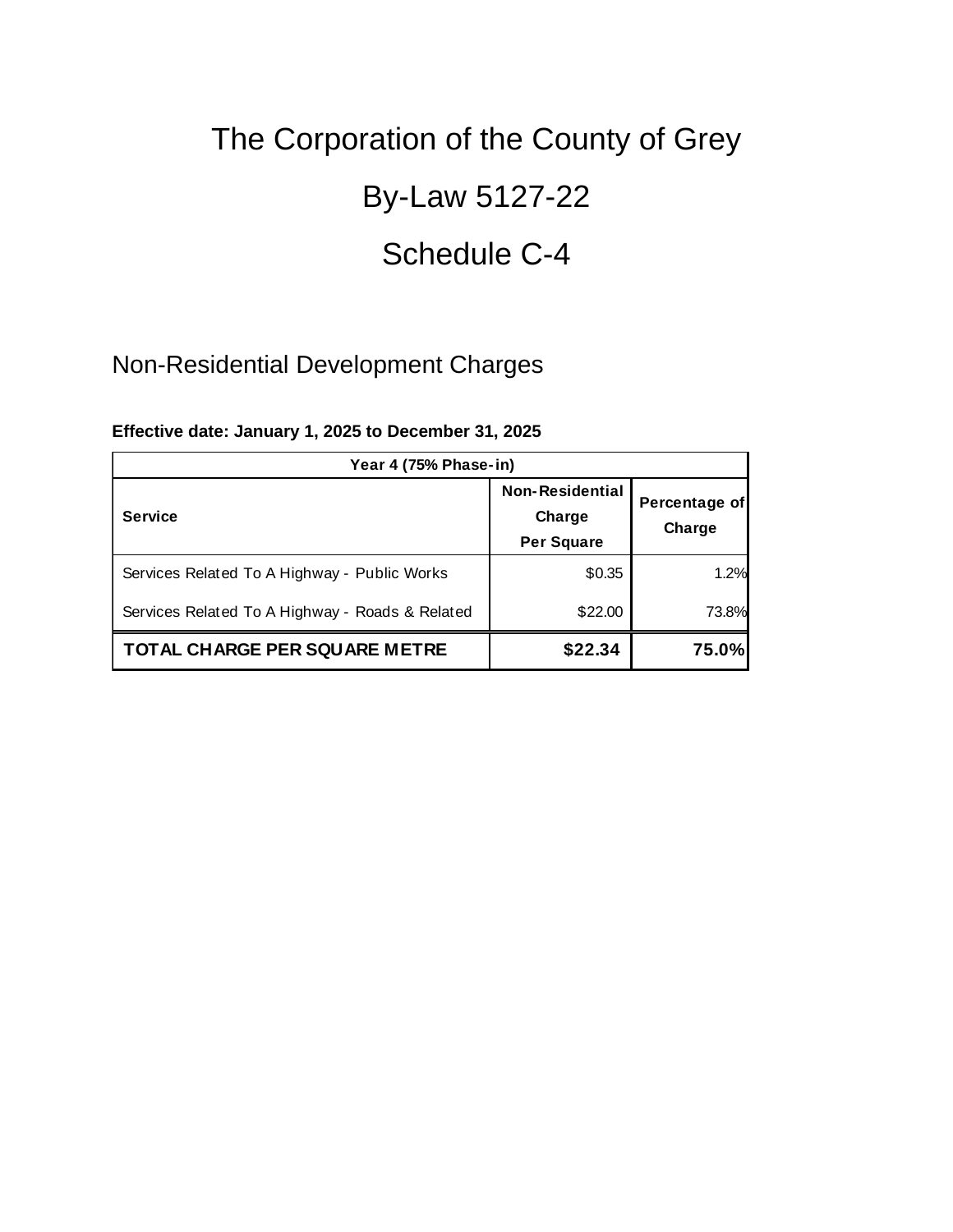# The Corporation of the County of Grey

# By-Law 5127-22

# Schedule C-4

## Non-Residential Development Charges

**Effective date: January 1, 2025 to December 31, 2025**

| Year 4 (75% Phase-in) | | |
|---|---|---|
| **Service** | **Non-Residential Charge Per Square** | **Percentage of Charge** |
| Services Related To A Highway - Public Works | $0.35 | 1.2% |
| Services Related To A Highway - Roads & Related | $22.00 | 73.8% |
| **TOTAL CHARGE PER SQUARE METRE** | **$22.34** | **75.0%** |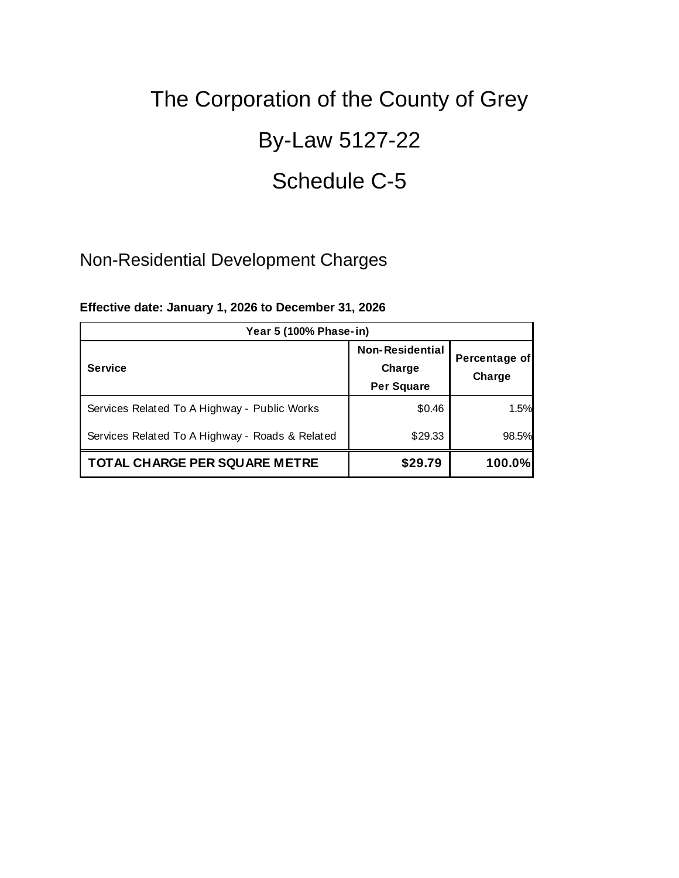# The Corporation of the County of Grey

# By-Law 5127-22

# Schedule C-5

## Non-Residential Development Charges

**Effective date: January 1, 2026 to December 31, 2026**

| Year 5 (100% Phase-in) | | |
|---|---|---|
| **Service** | **Non-Residential Charge Per Square** | **Percentage of Charge** |
| Services Related To A Highway - Public Works | $0.46 | 1.5% |
| Services Related To A Highway - Roads & Related | $29.33 | 98.5% |
| **TOTAL CHARGE PER SQUARE METRE** | **$29.79** | **100.0%** |